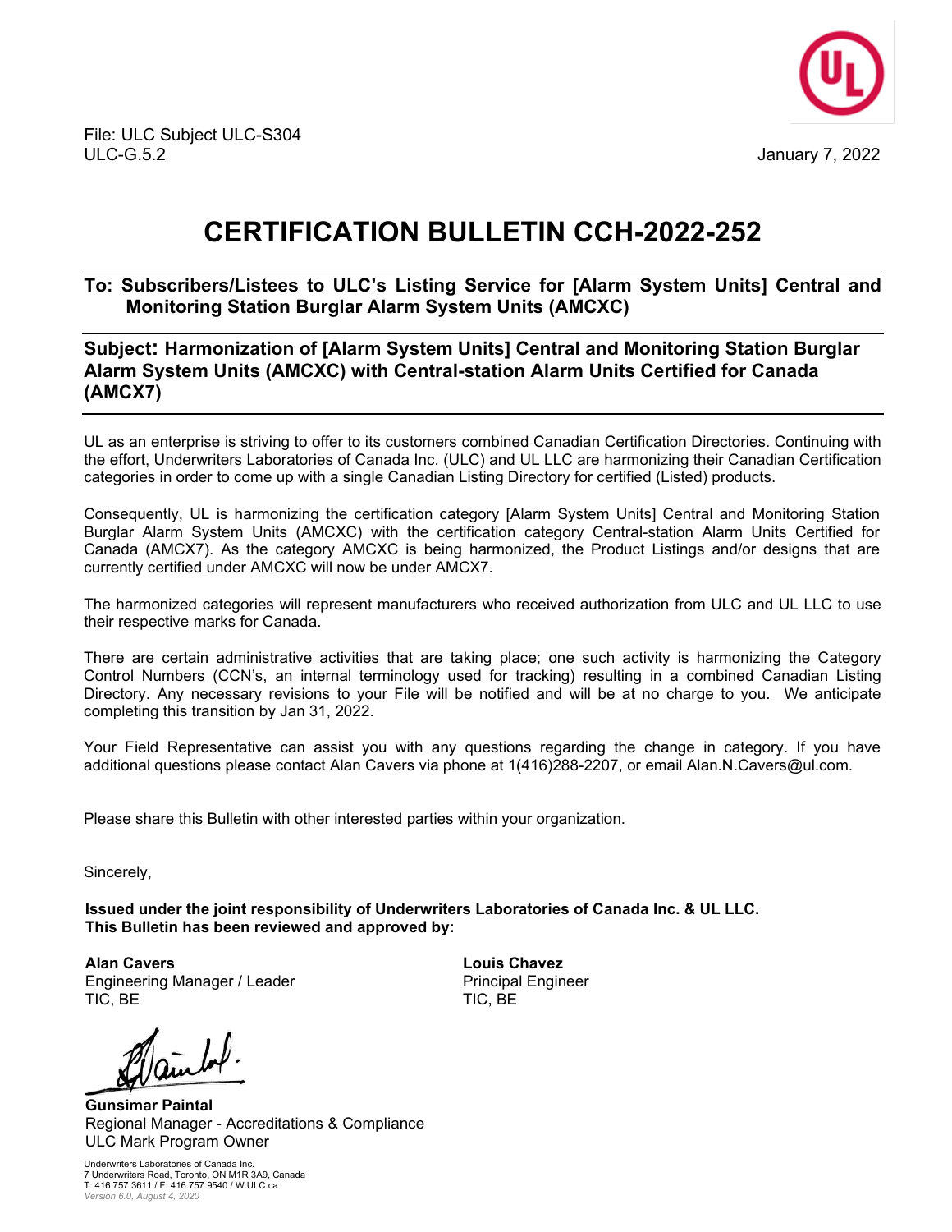File: ULC Subject ULC-S304
ULC-G.5.2

January 7, 2022

# CERTIFICATION BULLETIN CCH-2022-252

## To: Subscribers/Listees to ULC's Listing Service for [Alarm System Units] Central and Monitoring Station Burglar Alarm System Units (AMCXC)

## Subject: Harmonization of [Alarm System Units] Central and Monitoring Station Burglar Alarm System Units (AMCXC) with Central-station Alarm Units Certified for Canada (AMCX7)

UL as an enterprise is striving to offer to its customers combined Canadian Certification Directories. Continuing with the effort, Underwriters Laboratories of Canada Inc. (ULC) and UL LLC are harmonizing their Canadian Certification categories in order to come up with a single Canadian Listing Directory for certified (Listed) products.

Consequently, UL is harmonizing the certification category [Alarm System Units] Central and Monitoring Station Burglar Alarm System Units (AMCXC) with the certification category Central-station Alarm Units Certified for Canada (AMCX7). As the category AMCXC is being harmonized, the Product Listings and/or designs that are currently certified under AMCXC will now be under AMCX7.

The harmonized categories will represent manufacturers who received authorization from ULC and UL LLC to use their respective marks for Canada.

There are certain administrative activities that are taking place; one such activity is harmonizing the Category Control Numbers (CCN's, an internal terminology used for tracking) resulting in a combined Canadian Listing Directory. Any necessary revisions to your File will be notified and will be at no charge to you. We anticipate completing this transition by Jan 31, 2022.

Your Field Representative can assist you with any questions regarding the change in category. If you have additional questions please contact Alan Cavers via phone at 1(416)288-2207, or email Alan.N.Cavers@ul.com.

Please share this Bulletin with other interested parties within your organization.

Sincerely,

**Issued under the joint responsibility of Underwriters Laboratories of Canada Inc. & UL LLC.**
**This Bulletin has been reviewed and approved by:**

**Alan Cavers**
Engineering Manager / Leader
TIC, BE

**Louis Chavez**
Principal Engineer
TIC, BE

**Gunsimar Paintal**
Regional Manager - Accreditations & Compliance
ULC Mark Program Owner

Underwriters Laboratories of Canada Inc.
7 Underwriters Road, Toronto, ON M1R 3A9, Canada
T: 416.757.3611 / F: 416.757.9540 / W:ULC.ca
*Version 6.0, August 4, 2020*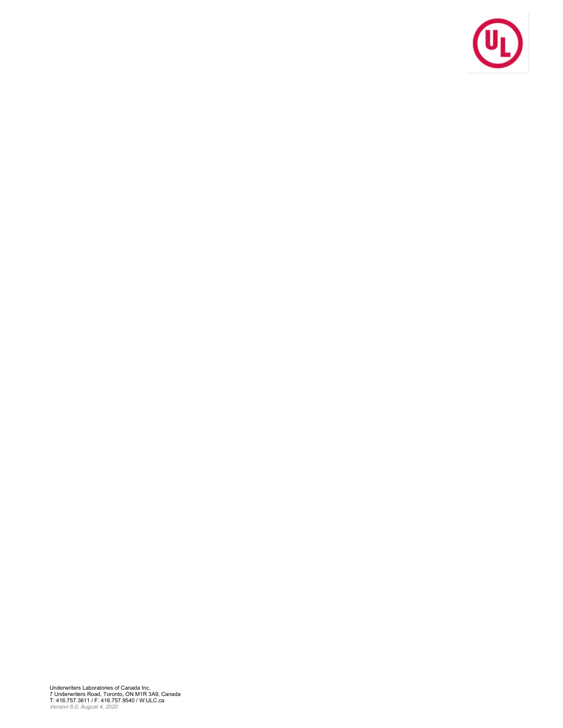Underwriters Laboratories of Canada Inc.
7 Underwriters Road, Toronto, ON M1R 3A9, Canada
T: 416.757.3611 / F: 416.757.9540 / W:ULC.ca
*Version 6.0, August 4, 2020*